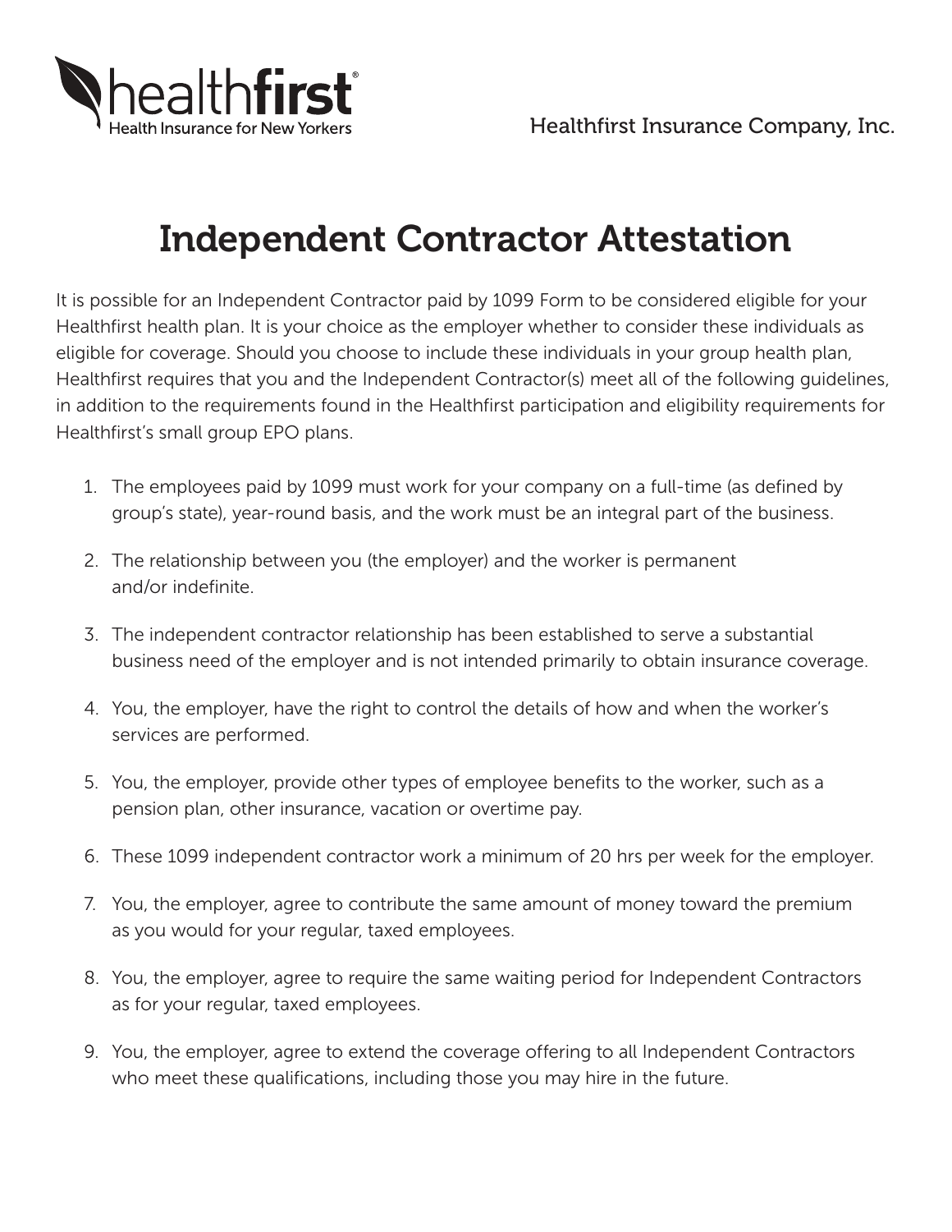healthfirst®
Health Insurance for New Yorkers

Healthfirst Insurance Company, Inc.

# Independent Contractor Attestation

It is possible for an Independent Contractor paid by 1099 Form to be considered eligible for your Healthfirst health plan. It is your choice as the employer whether to consider these individuals as eligible for coverage. Should you choose to include these individuals in your group health plan, Healthfirst requires that you and the Independent Contractor(s) meet all of the following guidelines, in addition to the requirements found in the Healthfirst participation and eligibility requirements for Healthfirst's small group EPO plans.

1. The employees paid by 1099 must work for your company on a full-time (as defined by group's state), year-round basis, and the work must be an integral part of the business.
2. The relationship between you (the employer) and the worker is permanent and/or indefinite.
3. The independent contractor relationship has been established to serve a substantial business need of the employer and is not intended primarily to obtain insurance coverage.
4. You, the employer, have the right to control the details of how and when the worker's services are performed.
5. You, the employer, provide other types of employee benefits to the worker, such as a pension plan, other insurance, vacation or overtime pay.
6. These 1099 independent contractor work a minimum of 20 hrs per week for the employer.
7. You, the employer, agree to contribute the same amount of money toward the premium as you would for your regular, taxed employees.
8. You, the employer, agree to require the same waiting period for Independent Contractors as for your regular, taxed employees.
9. You, the employer, agree to extend the coverage offering to all Independent Contractors who meet these qualifications, including those you may hire in the future.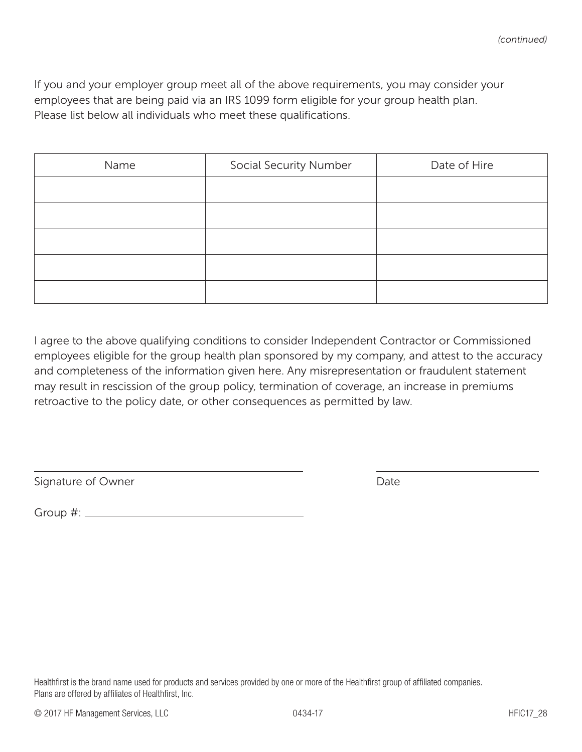*(continued)*

If you and your employer group meet all of the above requirements, you may consider your employees that are being paid via an IRS 1099 form eligible for your group health plan. Please list below all individuals who meet these qualifications.

| Name | Social Security Number | Date of Hire |
|---|---|---|
| | | |
| | | |
| | | |
| | | |
| | | |

I agree to the above qualifying conditions to consider Independent Contractor or Commissioned employees eligible for the group health plan sponsored by my company, and attest to the accuracy and completeness of the information given here. Any misrepresentation or fraudulent statement may result in rescission of the group policy, termination of coverage, an increase in premiums retroactive to the policy date, or other consequences as permitted by law.

______________________________ ______________________

Signature of Owner Date

Group #: ______________________________

Healthfirst is the brand name used for products and services provided by one or more of the Healthfirst group of affiliated companies. Plans are offered by affiliates of Healthfirst, Inc.

© 2017 HF Management Services, LLC 0434-17 HFIC17_28